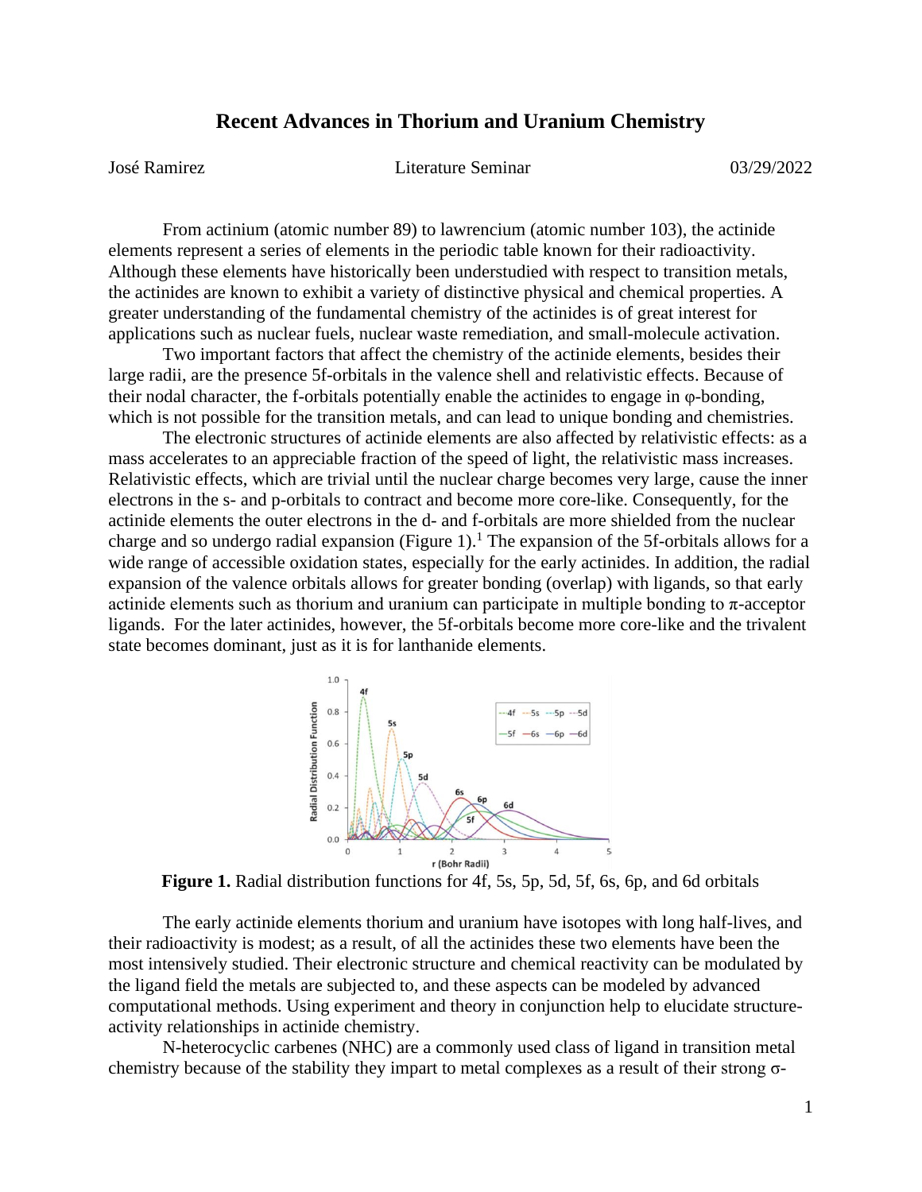# Recent Advances in Thorium and Uranium Chemistry

José Ramirez — Literature Seminar — 03/29/2022

From actinium (atomic number 89) to lawrencium (atomic number 103), the actinide elements represent a series of elements in the periodic table known for their radioactivity. Although these elements have historically been understudied with respect to transition metals, the actinides are known to exhibit a variety of distinctive physical and chemical properties. A greater understanding of the fundamental chemistry of the actinides is of great interest for applications such as nuclear fuels, nuclear waste remediation, and small-molecule activation.

Two important factors that affect the chemistry of the actinide elements, besides their large radii, are the presence 5f-orbitals in the valence shell and relativistic effects. Because of their nodal character, the f-orbitals potentially enable the actinides to engage in φ-bonding, which is not possible for the transition metals, and can lead to unique bonding and chemistries.

The electronic structures of actinide elements are also affected by relativistic effects: as a mass accelerates to an appreciable fraction of the speed of light, the relativistic mass increases. Relativistic effects, which are trivial until the nuclear charge becomes very large, cause the inner electrons in the s- and p-orbitals to contract and become more core-like. Consequently, for the actinide elements the outer electrons in the d- and f-orbitals are more shielded from the nuclear charge and so undergo radial expansion (Figure 1).[1] The expansion of the 5f-orbitals allows for a wide range of accessible oxidation states, especially for the early actinides. In addition, the radial expansion of the valence orbitals allows for greater bonding (overlap) with ligands, so that early actinide elements such as thorium and uranium can participate in multiple bonding to π-acceptor ligands. For the later actinides, however, the 5f-orbitals become more core-like and the trivalent state becomes dominant, just as it is for lanthanide elements.

**Figure 1.** Radial distribution functions for 4f, 5s, 5p, 5d, 5f, 6s, 6p, and 6d orbitals

The early actinide elements thorium and uranium have isotopes with long half-lives, and their radioactivity is modest; as a result, of all the actinides these two elements have been the most intensively studied. Their electronic structure and chemical reactivity can be modulated by the ligand field the metals are subjected to, and these aspects can be modeled by advanced computational methods. Using experiment and theory in conjunction help to elucidate structure-activity relationships in actinide chemistry.

N-heterocyclic carbenes (NHC) are a commonly used class of ligand in transition metal chemistry because of the stability they impart to metal complexes as a result of their strong σ-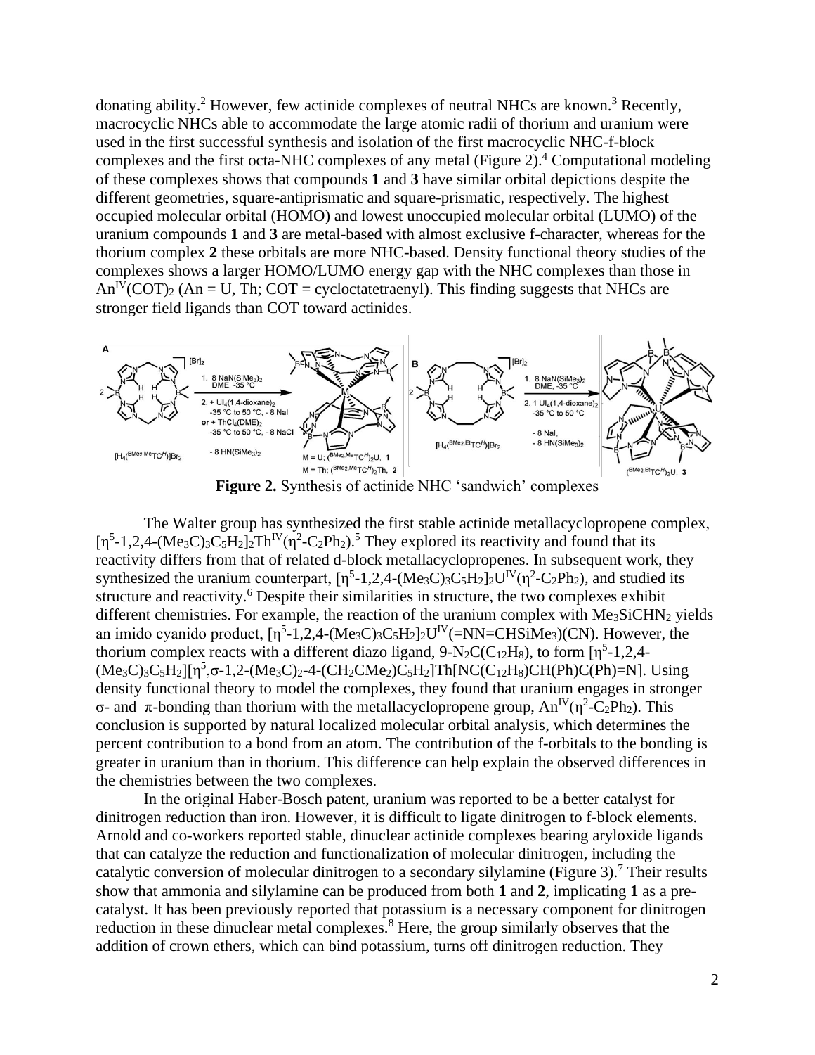donating ability.[2] However, few actinide complexes of neutral NHCs are known.[3] Recently, macrocyclic NHCs able to accommodate the large atomic radii of thorium and uranium were used in the first successful synthesis and isolation of the first macrocyclic NHC-f-block complexes and the first octa-NHC complexes of any metal (Figure 2).[4] Computational modeling of these complexes shows that compounds **1** and **3** have similar orbital depictions despite the different geometries, square-antiprismatic and square-prismatic, respectively. The highest occupied molecular orbital (HOMO) and lowest unoccupied molecular orbital (LUMO) of the uranium compounds **1** and **3** are metal-based with almost exclusive f-character, whereas for the thorium complex **2** these orbitals are more NHC-based. Density functional theory studies of the complexes shows a larger HOMO/LUMO energy gap with the NHC complexes than those in $An^{IV}(COT)_2$ (An = U, Th; COT = cyclooctatetraenyl). This finding suggests that NHCs are stronger field ligands than COT toward actinides.

**Figure 2.** Synthesis of actinide NHC 'sandwich' complexes

The Walter group has synthesized the first stable actinide metallacyclopropene complex, $[\eta^5\text{-}1,2,4\text{-}(Me_3C)_3C_5H_2]_2Th^{IV}(\eta^2\text{-}C_2Ph_2)$.[5] They explored its reactivity and found that its reactivity differs from that of related d-block metallacyclopropenes. In subsequent work, they synthesized the uranium counterpart, $[\eta^5\text{-}1,2,4\text{-}(Me_3C)_3C_5H_2]_2U^{IV}(\eta^2\text{-}C_2Ph_2)$, and studied its structure and reactivity.[6] Despite their similarities in structure, the two complexes exhibit different chemistries. For example, the reaction of the uranium complex with $Me_3SiCHN_2$ yields an imido cyanido product, $[\eta^5\text{-}1,2,4\text{-}(Me_3C)_3C_5H_2]_2U^{IV}(=NN=CHSiMe_3)(CN)$. However, the thorium complex reacts with a different diazo ligand, 9-$N_2C(C_{12}H_8)$, to form $[\eta^5\text{-}1,2,4\text{-}(Me_3C)_3C_5H_2][\eta^5,\sigma\text{-}1,2\text{-}(Me_3C)_2\text{-}4\text{-}(CH_2CMe_2)C_5H_2]Th[NC(C_{12}H_8)CH(Ph)C(Ph)=N]$. Using density functional theory to model the complexes, they found that uranium engages in stronger σ- and π-bonding than thorium with the metallacyclopropene group, $An^{IV}(\eta^2\text{-}C_2Ph_2)$. This conclusion is supported by natural localized molecular orbital analysis, which determines the percent contribution to a bond from an atom. The contribution of the f-orbitals to the bonding is greater in uranium than in thorium. This difference can help explain the observed differences in the chemistries between the two complexes.

In the original Haber-Bosch patent, uranium was reported to be a better catalyst for dinitrogen reduction than iron. However, it is difficult to ligate dinitrogen to f-block elements. Arnold and co-workers reported stable, dinuclear actinide complexes bearing aryloxide ligands that can catalyze the reduction and functionalization of molecular dinitrogen, including the catalytic conversion of molecular dinitrogen to a secondary silylamine (Figure 3).[7] Their results show that ammonia and silylamine can be produced from both **1** and **2**, implicating **1** as a pre-catalyst. It has been previously reported that potassium is a necessary component for dinitrogen reduction in these dinuclear metal complexes.[8] Here, the group similarly observes that the addition of crown ethers, which can bind potassium, turns off dinitrogen reduction. They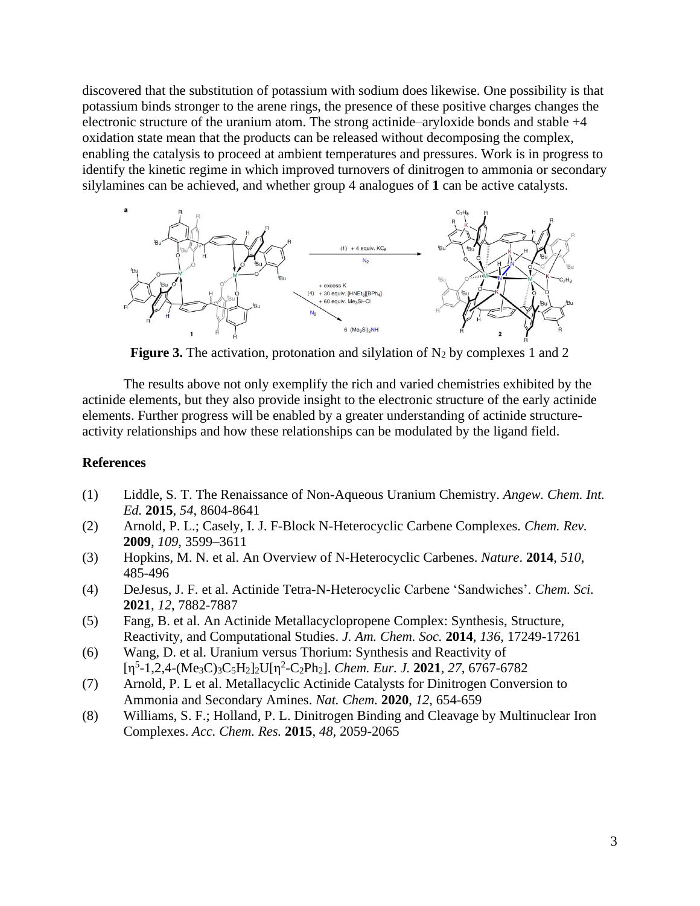discovered that the substitution of potassium with sodium does likewise. One possibility is that potassium binds stronger to the arene rings, the presence of these positive charges changes the electronic structure of the uranium atom. The strong actinide–aryloxide bonds and stable +4 oxidation state mean that the products can be released without decomposing the complex, enabling the catalysis to proceed at ambient temperatures and pressures. Work is in progress to identify the kinetic regime in which improved turnovers of dinitrogen to ammonia or secondary silylamines can be achieved, and whether group 4 analogues of **1** can be active catalysts.

a

(1) + 4 equiv. $KC_8$

$N_2$

+ excess K

(4) + 30 equiv. $[HNEt_3][BPh_4]$

+ 60 equiv. $Me_3Si–Cl$

$N_2$

6 $(Me_3Si)_2NH$

1

2

**Figure 3.** The activation, protonation and silylation of $N_2$ by complexes 1 and 2

The results above not only exemplify the rich and varied chemistries exhibited by the actinide elements, but they also provide insight to the electronic structure of the early actinide elements. Further progress will be enabled by a greater understanding of actinide structure-activity relationships and how these relationships can be modulated by the ligand field.

## References

(1) Liddle, S. T. The Renaissance of Non-Aqueous Uranium Chemistry. *Angew. Chem. Int. Ed.* **2015**, *54*, 8604-8641

(2) Arnold, P. L.; Casely, I. J. F-Block N-Heterocyclic Carbene Complexes. *Chem. Rev.* **2009**, *109*, 3599–3611

(3) Hopkins, M. N. et al. An Overview of N-Heterocyclic Carbenes. *Nature*. **2014**, *510*, 485-496

(4) DeJesus, J. F. et al. Actinide Tetra-N-Heterocyclic Carbene 'Sandwiches'. *Chem. Sci.* **2021**, *12*, 7882-7887

(5) Fang, B. et al. An Actinide Metallacyclopropene Complex: Synthesis, Structure, Reactivity, and Computational Studies. *J. Am. Chem. Soc.* **2014**, *136*, 17249-17261

(6) Wang, D. et al. Uranium versus Thorium: Synthesis and Reactivity of $[\eta^5\text{-1,2,4-}(Me_3C)_3C_5H_2]_2U[\eta^2\text{-}C_2Ph_2]$. *Chem. Eur. J.* **2021**, *27*, 6767-6782

(7) Arnold, P. L et al. Metallacyclic Actinide Catalysts for Dinitrogen Conversion to Ammonia and Secondary Amines. *Nat. Chem.* **2020**, *12*, 654-659

(8) Williams, S. F.; Holland, P. L. Dinitrogen Binding and Cleavage by Multinuclear Iron Complexes. *Acc. Chem. Res.* **2015**, *48*, 2059-2065